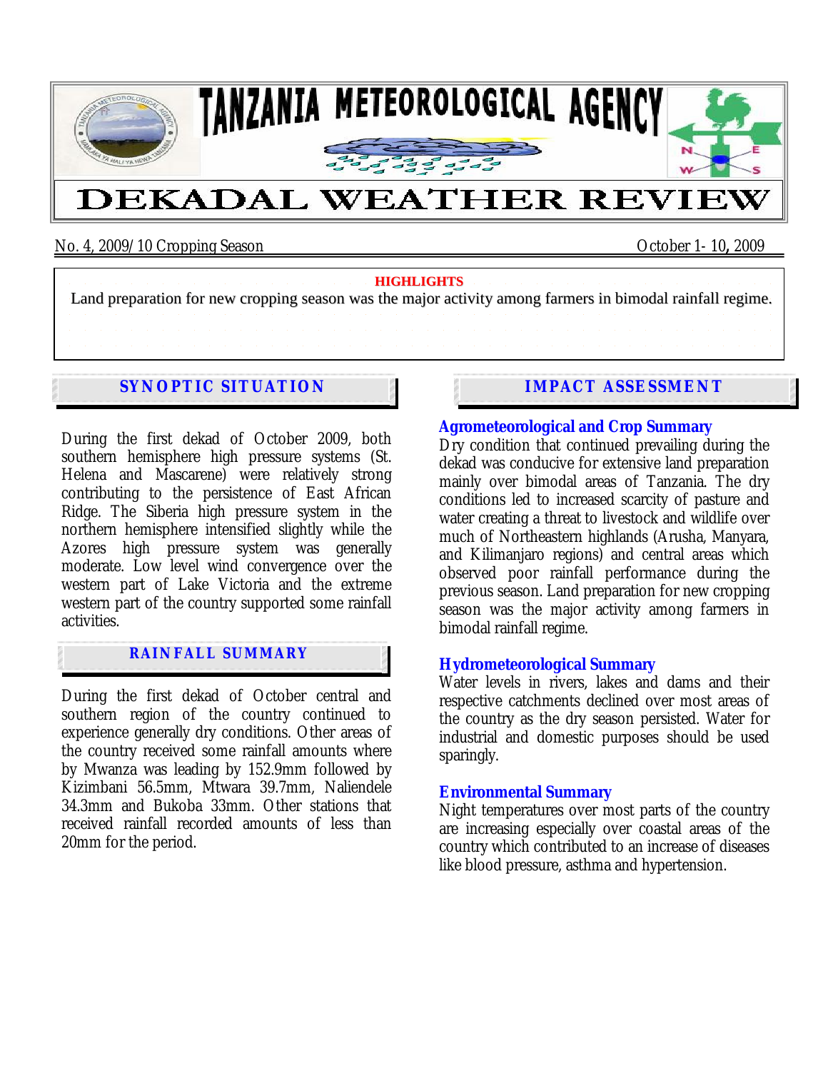# TANZANIA METEOROLOGICAL AGENCY

# DEKADAL WEATHER REVIEW

No. 4, 2009/10 Cropping Season — October 1- 10, 2009

**HIGHLIGHTS**

Land preparation for new cropping season was the major activity among farmers in bimodal rainfall regime.

## SYNOPTIC SITUATION

During the first dekad of October 2009, both southern hemisphere high pressure systems (St. Helena and Mascarene) were relatively strong contributing to the persistence of East African Ridge. The Siberia high pressure system in the northern hemisphere intensified slightly while the Azores high pressure system was generally moderate. Low level wind convergence over the western part of Lake Victoria and the extreme western part of the country supported some rainfall activities.

## RAINFALL SUMMARY

During the first dekad of October central and southern region of the country continued to experience generally dry conditions. Other areas of the country received some rainfall amounts where by Mwanza was leading by 152.9mm followed by Kizimbani 56.5mm, Mtwara 39.7mm, Naliendele 34.3mm and Bukoba 33mm. Other stations that received rainfall recorded amounts of less than 20mm for the period.

## IMPACT ASSESSMENT

### Agrometeorological and Crop Summary

Dry condition that continued prevailing during the dekad was conducive for extensive land preparation mainly over bimodal areas of Tanzania. The dry conditions led to increased scarcity of pasture and water creating a threat to livestock and wildlife over much of Northeastern highlands (Arusha, Manyara, and Kilimanjaro regions) and central areas which observed poor rainfall performance during the previous season. Land preparation for new cropping season was the major activity among farmers in bimodal rainfall regime.

### Hydrometeorological Summary

Water levels in rivers, lakes and dams and their respective catchments declined over most areas of the country as the dry season persisted. Water for industrial and domestic purposes should be used sparingly.

### Environmental Summary

Night temperatures over most parts of the country are increasing especially over coastal areas of the country which contributed to an increase of diseases like blood pressure, asthma and hypertension.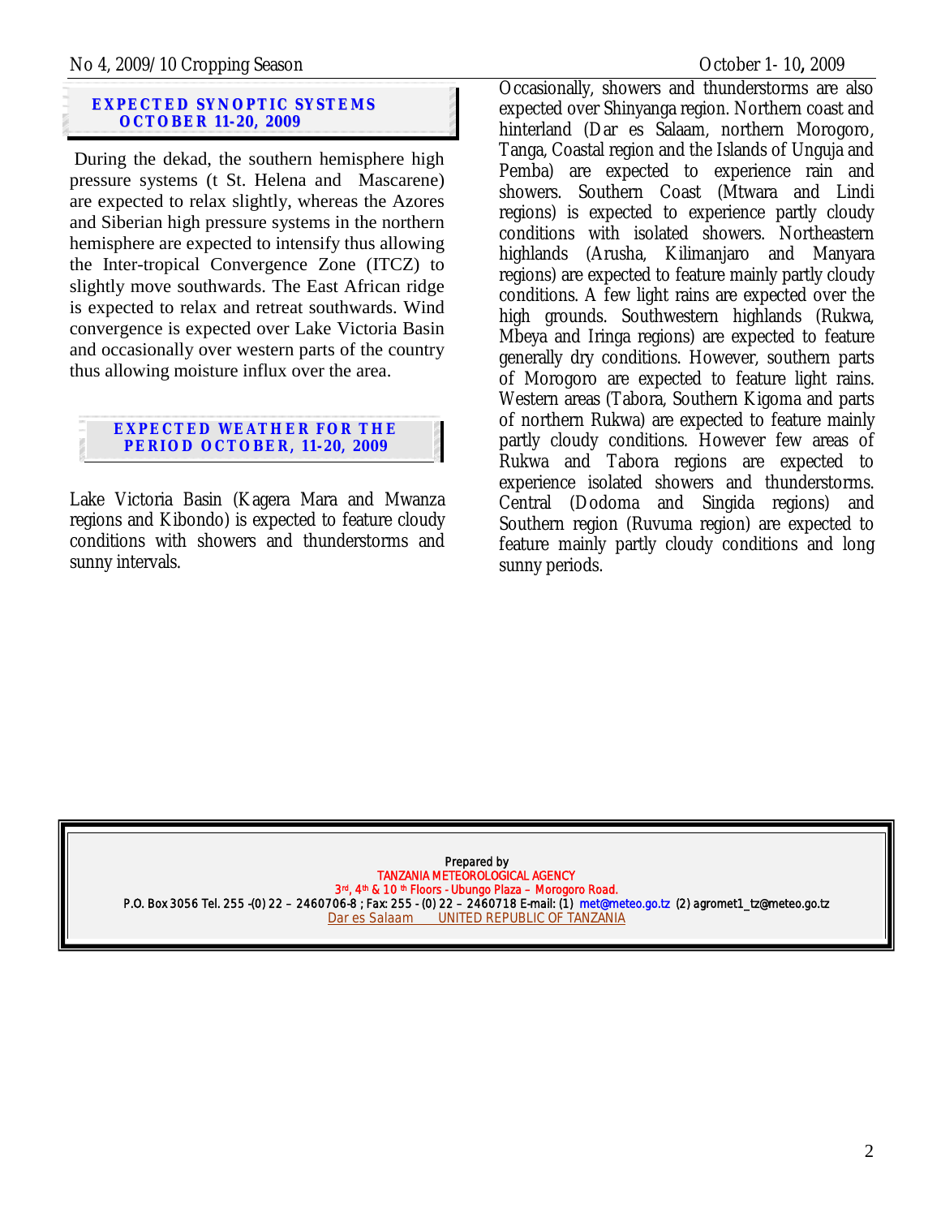## EXPECTED SYNOPTIC SYSTEMS OCTOBER 11-20, 2009

During the dekad, the southern hemisphere high pressure systems (t St. Helena and Mascarene) are expected to relax slightly, whereas the Azores and Siberian high pressure systems in the northern hemisphere are expected to intensify thus allowing the Inter-tropical Convergence Zone (ITCZ) to slightly move southwards. The East African ridge is expected to relax and retreat southwards. Wind convergence is expected over Lake Victoria Basin and occasionally over western parts of the country thus allowing moisture influx over the area.

## EXPECTED WEATHER FOR THE PERIOD OCTOBER, 11-20, 2009

Lake Victoria Basin (Kagera Mara and Mwanza regions and Kibondo) is expected to feature cloudy conditions with showers and thunderstorms and sunny intervals. Occasionally, showers and thunderstorms are also expected over Shinyanga region. Northern coast and hinterland (Dar es Salaam, northern Morogoro, Tanga, Coastal region and the Islands of Unguja and Pemba) are expected to experience rain and showers. Southern Coast (Mtwara and Lindi regions) is expected to experience partly cloudy conditions with isolated showers. Northeastern highlands (Arusha, Kilimanjaro and Manyara regions) are expected to feature mainly partly cloudy conditions. A few light rains are expected over the high grounds. Southwestern highlands (Rukwa, Mbeya and Iringa regions) are expected to feature generally dry conditions. However, southern parts of Morogoro are expected to feature light rains. Western areas (Tabora, Southern Kigoma and parts of northern Rukwa) are expected to feature mainly partly cloudy conditions. However few areas of Rukwa and Tabora regions are expected to experience isolated showers and thunderstorms. Central (Dodoma and Singida regions) and Southern region (Ruvuma region) are expected to feature mainly partly cloudy conditions and long sunny periods.

Prepared by
TANZANIA METEOROLOGICAL AGENCY
3rd, 4th & 10th Floors - Ubungo Plaza – Morogoro Road.
P.O. Box 3056 Tel. 255 -(0) 22 – 2460706-8 ; Fax: 255 - (0) 22 – 2460718 E-mail: (1) met@meteo.go.tz (2) agromet1_tz@meteo.go.tz
Dar es Salaam UNITED REPUBLIC OF TANZANIA